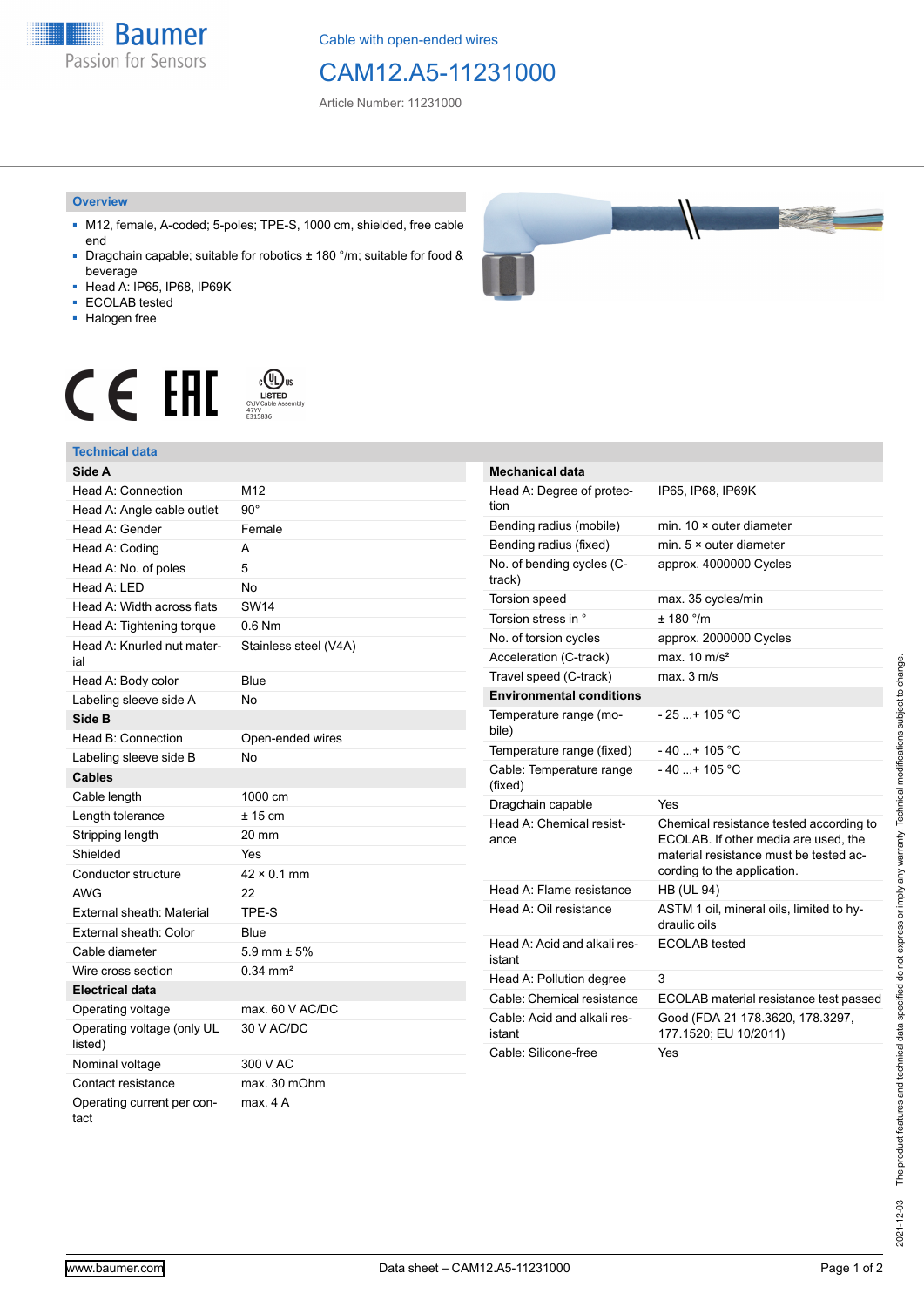Cable with open-ended wires

# CAM12.A5-11231000

Article Number: 11231000

## Overview

- M12, female, A-coded; 5-poles; TPE-S, 1000 cm, shielded, free cable end
- Dragchain capable; suitable for robotics ± 180 °/m; suitable for food & beverage
- Head A: IP65, IP68, IP69K
- ECOLAB tested
- Halogen free

## Technical data

| Side A | |
|---|---|
| Head A: Connection | M12 |
| Head A: Angle cable outlet | 90° |
| Head A: Gender | Female |
| Head A: Coding | A |
| Head A: No. of poles | 5 |
| Head A: LED | No |
| Head A: Width across flats | SW14 |
| Head A: Tightening torque | 0.6 Nm |
| Head A: Knurled nut material | Stainless steel (V4A) |
| Head A: Body color | Blue |
| Labeling sleeve side A | No |
| **Side B** | |
| Head B: Connection | Open-ended wires |
| Labeling sleeve side B | No |
| **Cables** | |
| Cable length | 1000 cm |
| Length tolerance | ± 15 cm |
| Stripping length | 20 mm |
| Shielded | Yes |
| Conductor structure | 42 × 0.1 mm |
| AWG | 22 |
| External sheath: Material | TPE-S |
| External sheath: Color | Blue |
| Cable diameter | 5.9 mm ± 5% |
| Wire cross section | 0.34 mm² |
| **Electrical data** | |
| Operating voltage | max. 60 V AC/DC |
| Operating voltage (only UL listed) | 30 V AC/DC |
| Nominal voltage | 300 V AC |
| Contact resistance | max. 30 mOhm |
| Operating current per contact | max. 4 A |

| Mechanical data | |
|---|---|
| Head A: Degree of protection | IP65, IP68, IP69K |
| Bending radius (mobile) | min. 10 × outer diameter |
| Bending radius (fixed) | min. 5 × outer diameter |
| No. of bending cycles (C-track) | approx. 4000000 Cycles |
| Torsion speed | max. 35 cycles/min |
| Torsion stress in ° | ± 180 °/m |
| No. of torsion cycles | approx. 2000000 Cycles |
| Acceleration (C-track) | max. 10 m/s² |
| Travel speed (C-track) | max. 3 m/s |
| **Environmental conditions** | |
| Temperature range (mobile) | - 25 ...+ 105 °C |
| Temperature range (fixed) | - 40 ...+ 105 °C |
| Cable: Temperature range (fixed) | - 40 ...+ 105 °C |
| Dragchain capable | Yes |
| Head A: Chemical resistance | Chemical resistance tested according to ECOLAB. If other media are used, the material resistance must be tested according to the application. |
| Head A: Flame resistance | HB (UL 94) |
| Head A: Oil resistance | ASTM 1 oil, mineral oils, limited to hydraulic oils |
| Head A: Acid and alkali resistant | ECOLAB tested |
| Head A: Pollution degree | 3 |
| Cable: Chemical resistance | ECOLAB material resistance test passed |
| Cable: Acid and alkali resistant | Good (FDA 21 178.3620, 178.3297, 177.1520; EU 10/2011) |
| Cable: Silicone-free | Yes |

2021-12-03 The product features and technical data specified do not express or imply any warranty. Technical modifications subject to change.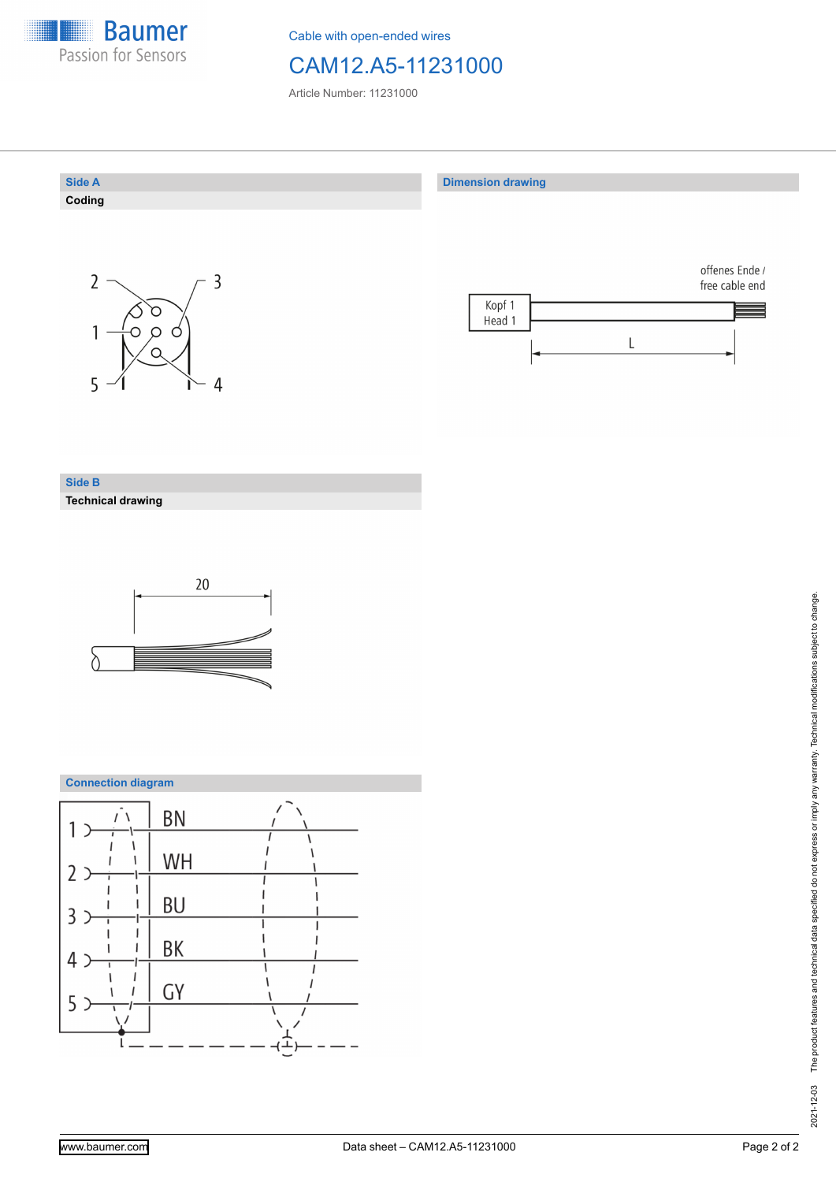Cable with open-ended wires

# CAM12.A5-11231000

Article Number: 11231000

## Side A

**Coding**

2
3
1
5
4

## Dimension drawing

offenes Ende / free cable end

Kopf 1
Head 1

L

## Side B

**Technical drawing**

20

## Connection diagram

1 BN
2 WH
3 BU
4 BK
5 GY

2021-12-03 The product features and technical data specified do not express or imply any warranty. Technical modifications subject to change.

www.baumer.com

Data sheet – CAM12.A5-11231000